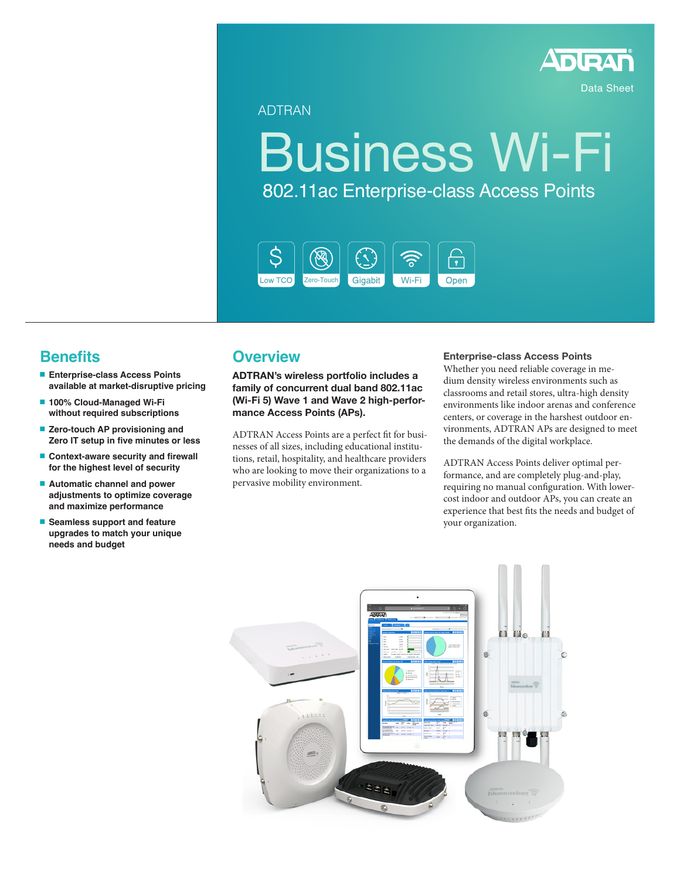ADTRAN

Data Sheet

ADTRAN

# Business Wi-Fi

## 802.11ac Enterprise-class Access Points

Low TCO | Zero-Touch | Gigabit | Wi-Fi | Open

## Benefits

- Enterprise-class Access Points available at market-disruptive pricing
- 100% Cloud-Managed Wi-Fi without required subscriptions
- Zero-touch AP provisioning and Zero IT setup in five minutes or less
- Context-aware security and firewall for the highest level of security
- Automatic channel and power adjustments to optimize coverage and maximize performance
- Seamless support and feature upgrades to match your unique needs and budget

## Overview

**ADTRAN's wireless portfolio includes a family of concurrent dual band 802.11ac (Wi-Fi 5) Wave 1 and Wave 2 high-performance Access Points (APs).**

ADTRAN Access Points are a perfect fit for businesses of all sizes, including educational institutions, retail, hospitality, and healthcare providers who are looking to move their organizations to a pervasive mobility environment.

### Enterprise-class Access Points

Whether you need reliable coverage in medium density wireless environments such as classrooms and retail stores, ultra-high density environments like indoor arenas and conference centers, or coverage in the harshest outdoor environments, ADTRAN APs are designed to meet the demands of the digital workplace.

ADTRAN Access Points deliver optimal performance, and are completely plug-and-play, requiring no manual configuration. With lower-cost indoor and outdoor APs, you can create an experience that best fits the needs and budget of your organization.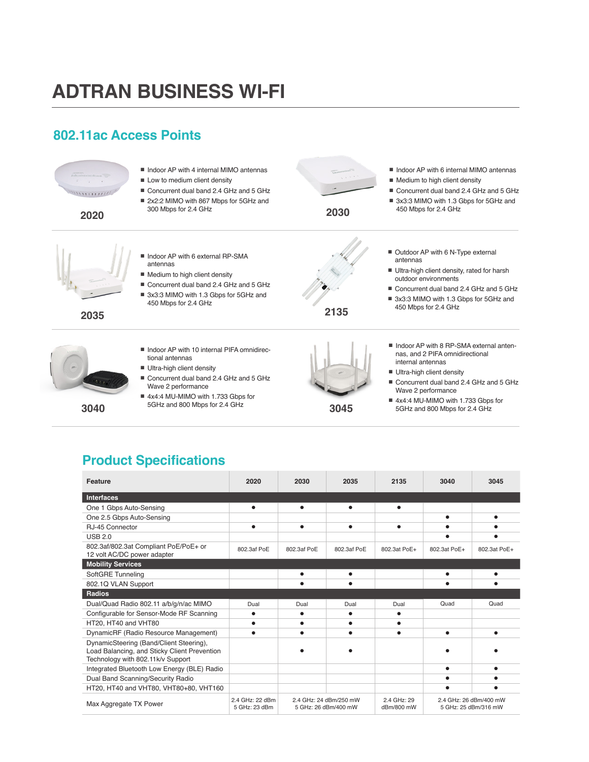# ADTRAN BUSINESS WI-FI

## 802.11ac Access Points

### 2020

- Indoor AP with 4 internal MIMO antennas
- Low to medium client density
- Concurrent dual band 2.4 GHz and 5 GHz
- 2x2:2 MIMO with 867 Mbps for 5GHz and 300 Mbps for 2.4 GHz

### 2030

- Indoor AP with 6 internal MIMO antennas
- Medium to high client density
- Concurrent dual band 2.4 GHz and 5 GHz
- 3x3:3 MIMO with 1.3 Gbps for 5GHz and 450 Mbps for 2.4 GHz

### 2035

- Indoor AP with 6 external RP-SMA antennas
- Medium to high client density
- Concurrent dual band 2.4 GHz and 5 GHz
- 3x3:3 MIMO with 1.3 Gbps for 5GHz and 450 Mbps for 2.4 GHz

### 2135

- Outdoor AP with 6 N-Type external antennas
- Ultra-high client density, rated for harsh outdoor environments
- Concurrent dual band 2.4 GHz and 5 GHz
- 3x3:3 MIMO with 1.3 Gbps for 5GHz and 450 Mbps for 2.4 GHz

### 3040

- Indoor AP with 10 internal PIFA omnidirectional antennas
- Ultra-high client density
- Concurrent dual band 2.4 GHz and 5 GHz Wave 2 performance
- 4x4:4 MU-MIMO with 1.733 Gbps for 5GHz and 800 Mbps for 2.4 GHz

### 3045

- Indoor AP with 8 RP-SMA external antennas, and 2 PIFA omnidirectional internal antennas
- Ultra-high client density
- Concurrent dual band 2.4 GHz and 5 GHz Wave 2 performance
- 4x4:4 MU-MIMO with 1.733 Gbps for 5GHz and 800 Mbps for 2.4 GHz

## Product Specifications

| Feature | 2020 | 2030 | 2035 | 2135 | 3040 | 3045 |
|---|---|---|---|---|---|---|
| **Interfaces** | | | | | | |
| One 1 Gbps Auto-Sensing | ● | ● | ● | ● | | |
| One 2.5 Gbps Auto-Sensing | | | | | ● | ● |
| RJ-45 Connector | ● | ● | ● | ● | ● | ● |
| USB 2.0 | | | | | ● | ● |
| 802.3af/802.3at Compliant PoE/PoE+ or 12 volt AC/DC power adapter | 802.3af PoE | 802.3af PoE | 802.3af PoE | 802.3at PoE+ | 802.3at PoE+ | 802.3at PoE+ |
| **Mobility Services** | | | | | | |
| SoftGRE Tunneling | | ● | ● | | ● | ● |
| 802.1Q VLAN Support | | ● | ● | | ● | ● |
| **Radios** | | | | | | |
| Dual/Quad Radio 802.11 a/b/g/n/ac MIMO | Dual | Dual | Dual | Dual | Quad | Quad |
| Configurable for Sensor-Mode RF Scanning | ● | ● | ● | ● | | |
| HT20, HT40 and VHT80 | ● | ● | ● | ● | | |
| DynamicRF (Radio Resource Management) | ● | ● | ● | ● | ● | ● |
| DynamicSteering (Band/Client Steering), Load Balancing, and Sticky Client Prevention Technology with 802.11k/v Support | | ● | ● | | ● | ● |
| Integrated Bluetooth Low Energy (BLE) Radio | | | | | ● | ● |
| Dual Band Scanning/Security Radio | | | | | ● | ● |
| HT20, HT40 and VHT80, VHT80+80, VHT160 | | | | | ● | ● |
| Max Aggregate TX Power | 2.4 GHz: 22 dBm 5 GHz: 23 dBm | 2.4 GHz: 24 dBm/250 mW 5 GHz: 26 dBm/400 mW | | 2.4 GHz: 29 dBm/800 mW | 2.4 GHz: 26 dBm/400 mW 5 GHz: 25 dBm/316 mW | |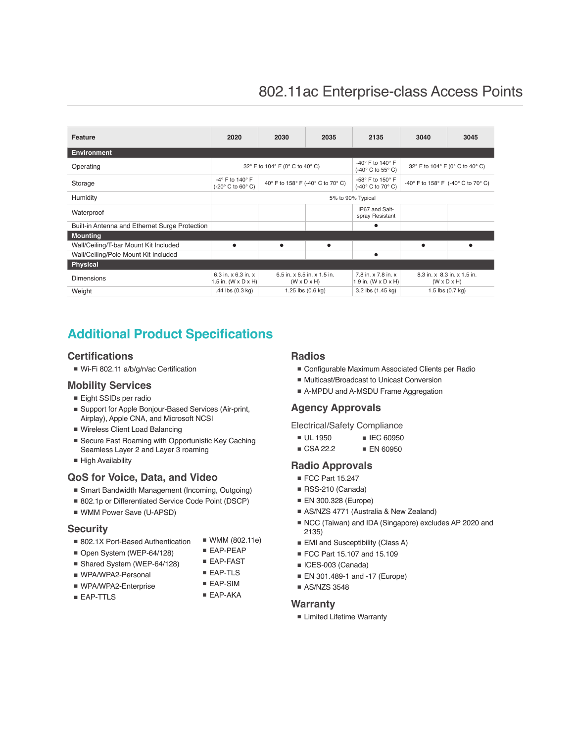# 802.11ac Enterprise-class Access Points

| Feature | 2020 | 2030 | 2035 | 2135 | 3040 | 3045 |
|---|---|---|---|---|---|---|
| **Environment** | | | | | | |
| Operating | 32° F to 104° F (0° C to 40° C) | | | -40° F to 140° F (-40° C to 55° C) | 32° F to 104° F (0° C to 40° C) | |
| Storage | -4° F to 140° F (-20° C to 60° C) | 40° F to 158° F (-40° C to 70° C) | | -58° F to 150° F (-40° C to 70° C) | -40° F to 158° F (-40° C to 70° C) | |
| Humidity | 5% to 90% Typical | | | | | |
| Waterproof | | | | IP67 and Salt-spray Resistant | | |
| Built-in Antenna and Ethernet Surge Protection | | | | ● | | |
| **Mounting** | | | | | | |
| Wall/Ceiling/T-bar Mount Kit Included | ● | ● | ● | | ● | ● |
| Wall/Ceiling/Pole Mount Kit Included | | | | ● | | |
| **Physical** | | | | | | |
| Dimensions | 6.3 in. x 6.3 in. x 1.5 in. (W x D x H) | 6.5 in. x 6.5 in. x 1.5 in. (W x D x H) | | 7.8 in. x 7.8 in. x 1.9 in. (W x D x H) | 8.3 in. x 8.3 in. x 1.5 in. (W x D x H) | |
| Weight | .44 lbs (0.3 kg) | 1.25 lbs (0.6 kg) | | 3.2 lbs (1.45 kg) | 1.5 lbs (0.7 kg) | |

## Additional Product Specifications

### Certifications

- Wi-Fi 802.11 a/b/g/n/ac Certification

### Mobility Services

- Eight SSIDs per radio
- Support for Apple Bonjour-Based Services (Air-print, Airplay), Apple CNA, and Microsoft NCSI
- Wireless Client Load Balancing
- Secure Fast Roaming with Opportunistic Key Caching Seamless Layer 2 and Layer 3 roaming
- High Availability

### QoS for Voice, Data, and Video

- Smart Bandwidth Management (Incoming, Outgoing)
- 802.1p or Differentiated Service Code Point (DSCP)
- WMM Power Save (U-APSD)

### Security

- 802.1X Port-Based Authentication
- Open System (WEP-64/128)
- Shared System (WEP-64/128)
- WPA/WPA2-Personal
- WPA/WPA2-Enterprise
- EAP-TTLS
- WMM (802.11e)
- EAP-PEAP
- EAP-FAST
- EAP-TLS
- EAP-SIM
- EAP-AKA

### Radios

- Configurable Maximum Associated Clients per Radio
- Multicast/Broadcast to Unicast Conversion
- A-MPDU and A-MSDU Frame Aggregation

### Agency Approvals

Electrical/Safety Compliance

- UL 1950
- CSA 22.2
- IEC 60950
- EN 60950

### Radio Approvals

- FCC Part 15.247
- RSS-210 (Canada)
- EN 300.328 (Europe)
- AS/NZS 4771 (Australia & New Zealand)
- NCC (Taiwan) and IDA (Singapore) excludes AP 2020 and 2135)
- EMI and Susceptibility (Class A)
- FCC Part 15.107 and 15.109
- ICES-003 (Canada)
- EN 301.489-1 and -17 (Europe)
- AS/NZS 3548

### Warranty

- Limited Lifetime Warranty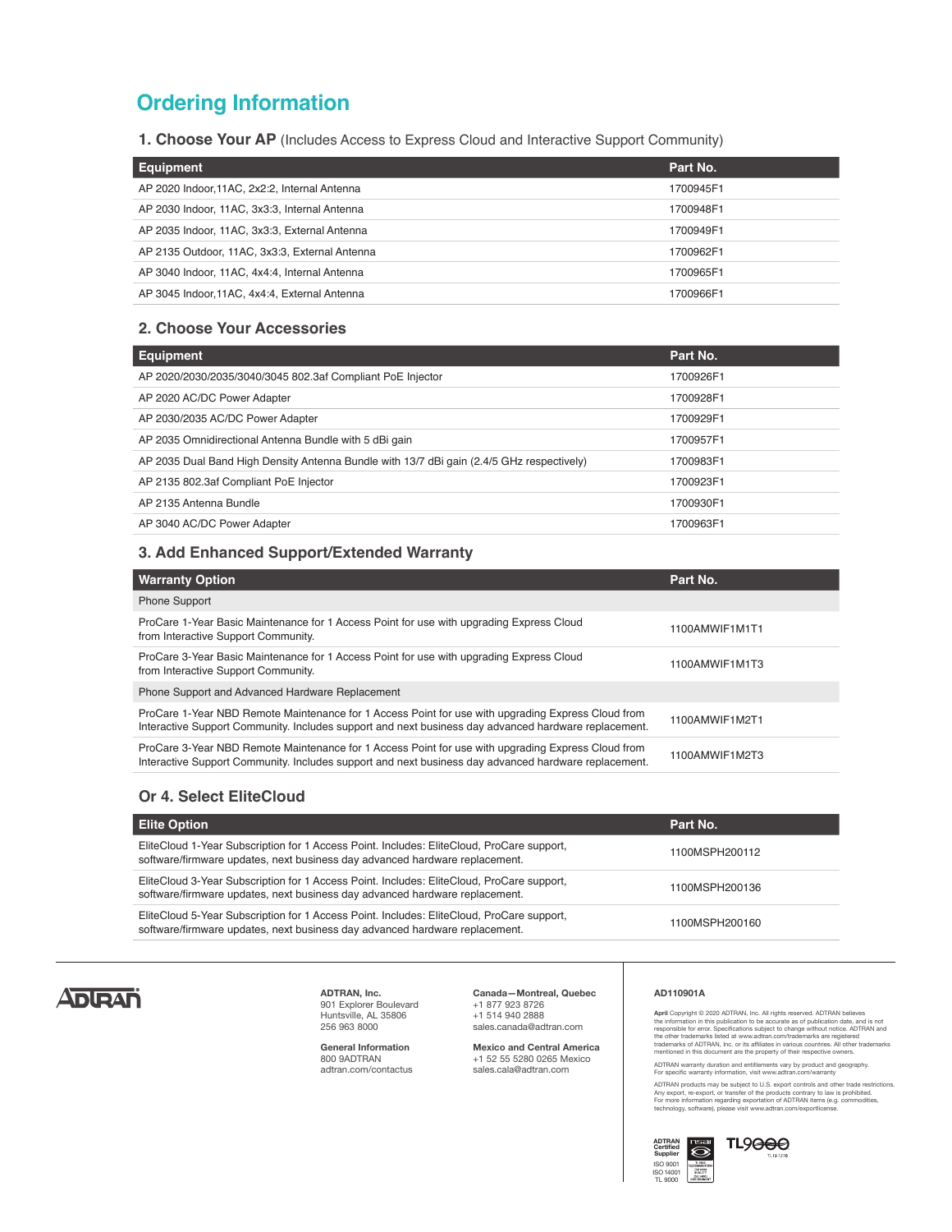# Ordering Information

## 1. Choose Your AP (Includes Access to Express Cloud and Interactive Support Community)

| Equipment | Part No. |
| --- | --- |
| AP 2020 Indoor,11AC, 2x2:2, Internal Antenna | 1700945F1 |
| AP 2030 Indoor, 11AC, 3x3:3, Internal Antenna | 1700948F1 |
| AP 2035 Indoor, 11AC, 3x3:3, External Antenna | 1700949F1 |
| AP 2135 Outdoor, 11AC, 3x3:3, External Antenna | 1700962F1 |
| AP 3040 Indoor, 11AC, 4x4:4, Internal Antenna | 1700965F1 |
| AP 3045 Indoor,11AC, 4x4:4, External Antenna | 1700966F1 |

## 2. Choose Your Accessories

| Equipment | Part No. |
| --- | --- |
| AP 2020/2030/2035/3040/3045 802.3af Compliant PoE Injector | 1700926F1 |
| AP 2020 AC/DC Power Adapter | 1700928F1 |
| AP 2030/2035 AC/DC Power Adapter | 1700929F1 |
| AP 2035 Omnidirectional Antenna Bundle with 5 dBi gain | 1700957F1 |
| AP 2035 Dual Band High Density Antenna Bundle with 13/7 dBi gain (2.4/5 GHz respectively) | 1700983F1 |
| AP 2135 802.3af Compliant PoE Injector | 1700923F1 |
| AP 2135 Antenna Bundle | 1700930F1 |
| AP 3040 AC/DC Power Adapter | 1700963F1 |

## 3. Add Enhanced Support/Extended Warranty

| Warranty Option | Part No. |
| --- | --- |
| Phone Support | |
| ProCare 1-Year Basic Maintenance for 1 Access Point for use with upgrading Express Cloud from Interactive Support Community. | 1100AMWIF1M1T1 |
| ProCare 3-Year Basic Maintenance for 1 Access Point for use with upgrading Express Cloud from Interactive Support Community. | 1100AMWIF1M1T3 |
| Phone Support and Advanced Hardware Replacement | |
| ProCare 1-Year NBD Remote Maintenance for 1 Access Point for use with upgrading Express Cloud from Interactive Support Community. Includes support and next business day advanced hardware replacement. | 1100AMWIF1M2T1 |
| ProCare 3-Year NBD Remote Maintenance for 1 Access Point for use with upgrading Express Cloud from Interactive Support Community. Includes support and next business day advanced hardware replacement. | 1100AMWIF1M2T3 |

## Or 4. Select EliteCloud

| Elite Option | Part No. |
| --- | --- |
| EliteCloud 1-Year Subscription for 1 Access Point. Includes: EliteCloud, ProCare support, software/firmware updates, next business day advanced hardware replacement. | 1100MSPH200112 |
| EliteCloud 3-Year Subscription for 1 Access Point. Includes: EliteCloud, ProCare support, software/firmware updates, next business day advanced hardware replacement. | 1100MSPH200136 |
| EliteCloud 5-Year Subscription for 1 Access Point. Includes: EliteCloud, ProCare support, software/firmware updates, next business day advanced hardware replacement. | 1100MSPH200160 |

ADTRAN

**ADTRAN, Inc.**
901 Explorer Boulevard
Huntsville, AL 35806
256 963 8000

**General Information**
800 9ADTRAN
adtran.com/contactus

**Canada—Montreal, Quebec**
+1 877 923 8726
+1 514 940 2888
sales.canada@adtran.com

**Mexico and Central America**
+1 52 55 5280 0265 Mexico
sales.cala@adtran.com

**AD110901A**

**April** Copyright © 2020 ADTRAN, Inc. All rights reserved. ADTRAN believes the information in this publication to be accurate as of publication date, and is not responsible for error. Specifications subject to change without notice. ADTRAN and the other trademarks listed at www.adtran.com/trademarks are registered trademarks of ADTRAN, Inc. or its affiliates in various countries. All other trademarks mentioned in this document are the property of their respective owners.

ADTRAN warranty duration and entitlements vary by product and geography. For specific warranty information, visit www.adtran.com/warranty

ADTRAN products may be subject to U.S. export controls and other trade restrictions. Any export, re-export, or transfer of the products contrary to law is prohibited. For more information regarding exportation of ADTRAN items (e.g. commodities, technology, software), please visit www.adtran.com/exportlicense.

ADTRAN Certified Supplier
ISO 9001
ISO 14001
TL 9000